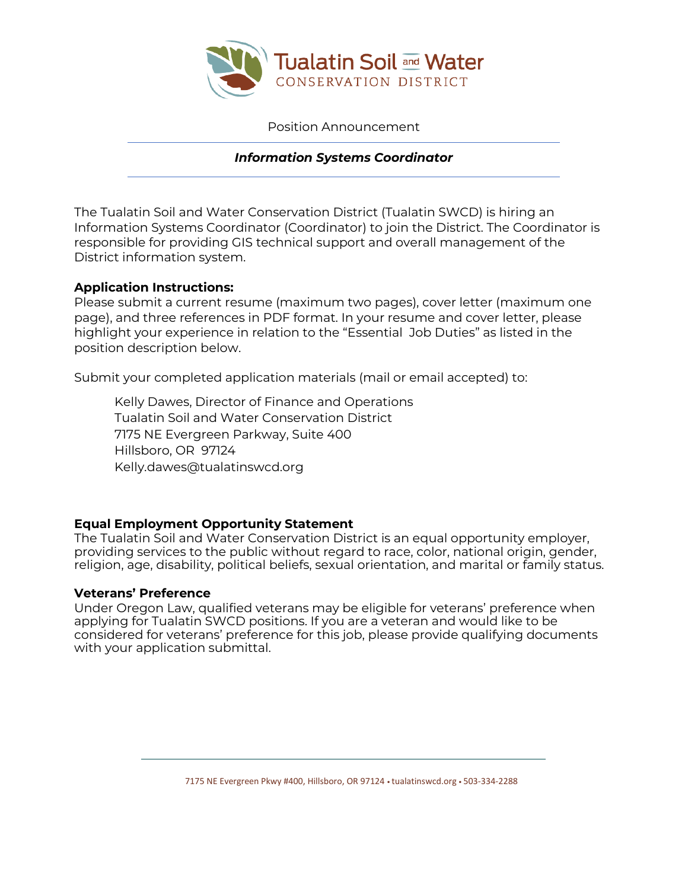Position Announcement

# *Information Systems Coordinator*

The Tualatin Soil and Water Conservation District (Tualatin SWCD) is hiring an Information Systems Coordinator (Coordinator) to join the District. The Coordinator is responsible for providing GIS technical support and overall management of the District information system.

**Application Instructions:**
Please submit a current resume (maximum two pages), cover letter (maximum one page), and three references in PDF format. In your resume and cover letter, please highlight your experience in relation to the "Essential Job Duties" as listed in the position description below.

Submit your completed application materials (mail or email accepted) to:

> Kelly Dawes, Director of Finance and Operations
> Tualatin Soil and Water Conservation District
> 7175 NE Evergreen Parkway, Suite 400
> Hillsboro, OR 97124
> Kelly.dawes@tualatinswcd.org

**Equal Employment Opportunity Statement**
The Tualatin Soil and Water Conservation District is an equal opportunity employer, providing services to the public without regard to race, color, national origin, gender, religion, age, disability, political beliefs, sexual orientation, and marital or family status.

**Veterans' Preference**
Under Oregon Law, qualified veterans may be eligible for veterans' preference when applying for Tualatin SWCD positions. If you are a veteran and would like to be considered for veterans' preference for this job, please provide qualifying documents with your application submittal.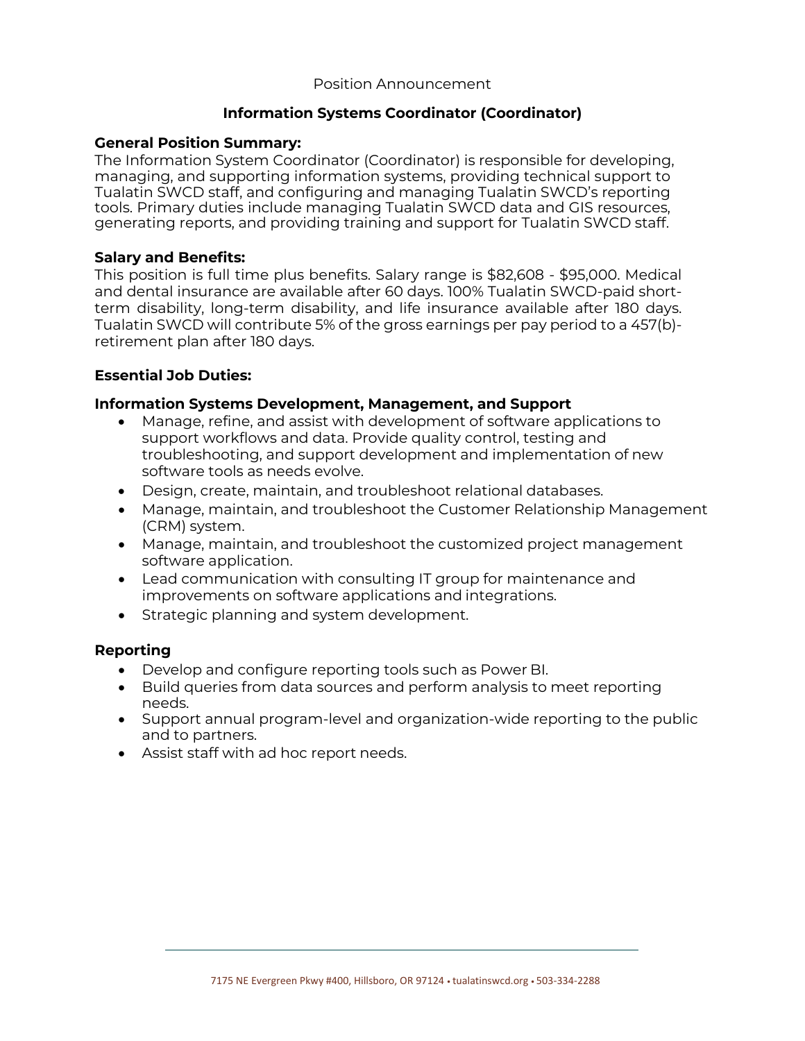Position Announcement

# Information Systems Coordinator (Coordinator)

## General Position Summary:

The Information System Coordinator (Coordinator) is responsible for developing, managing, and supporting information systems, providing technical support to Tualatin SWCD staff, and configuring and managing Tualatin SWCD's reporting tools. Primary duties include managing Tualatin SWCD data and GIS resources, generating reports, and providing training and support for Tualatin SWCD staff.

## Salary and Benefits:

This position is full time plus benefits. Salary range is $82,608 - $95,000. Medical and dental insurance are available after 60 days. 100% Tualatin SWCD-paid short-term disability, long-term disability, and life insurance available after 180 days. Tualatin SWCD will contribute 5% of the gross earnings per pay period to a 457(b)-retirement plan after 180 days.

## Essential Job Duties:

### Information Systems Development, Management, and Support

- Manage, refine, and assist with development of software applications to support workflows and data. Provide quality control, testing and troubleshooting, and support development and implementation of new software tools as needs evolve.
- Design, create, maintain, and troubleshoot relational databases.
- Manage, maintain, and troubleshoot the Customer Relationship Management (CRM) system.
- Manage, maintain, and troubleshoot the customized project management software application.
- Lead communication with consulting IT group for maintenance and improvements on software applications and integrations.
- Strategic planning and system development.

### Reporting

- Develop and configure reporting tools such as Power BI.
- Build queries from data sources and perform analysis to meet reporting needs.
- Support annual program-level and organization-wide reporting to the public and to partners.
- Assist staff with ad hoc report needs.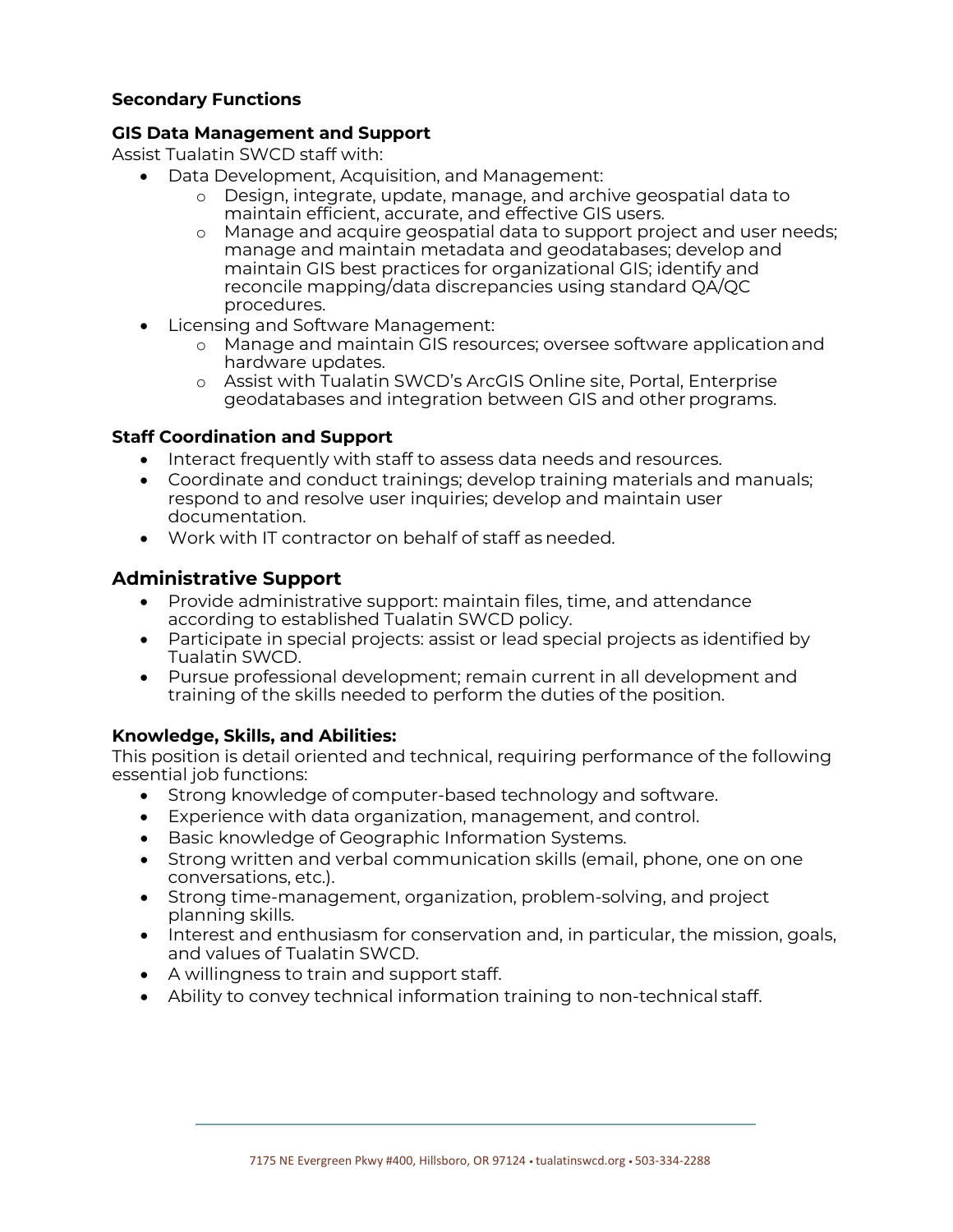**Secondary Functions**

**GIS Data Management and Support**

Assist Tualatin SWCD staff with:

- Data Development, Acquisition, and Management:
  - Design, integrate, update, manage, and archive geospatial data to maintain efficient, accurate, and effective GIS users.
  - Manage and acquire geospatial data to support project and user needs; manage and maintain metadata and geodatabases; develop and maintain GIS best practices for organizational GIS; identify and reconcile mapping/data discrepancies using standard QA/QC procedures.
- Licensing and Software Management:
  - Manage and maintain GIS resources; oversee software application and hardware updates.
  - Assist with Tualatin SWCD's ArcGIS Online site, Portal, Enterprise geodatabases and integration between GIS and other programs.

**Staff Coordination and Support**

- Interact frequently with staff to assess data needs and resources.
- Coordinate and conduct trainings; develop training materials and manuals; respond to and resolve user inquiries; develop and maintain user documentation.
- Work with IT contractor on behalf of staff as needed.

## Administrative Support

- Provide administrative support: maintain files, time, and attendance according to established Tualatin SWCD policy.
- Participate in special projects: assist or lead special projects as identified by Tualatin SWCD.
- Pursue professional development; remain current in all development and training of the skills needed to perform the duties of the position.

**Knowledge, Skills, and Abilities:**

This position is detail oriented and technical, requiring performance of the following essential job functions:

- Strong knowledge of computer-based technology and software.
- Experience with data organization, management, and control.
- Basic knowledge of Geographic Information Systems.
- Strong written and verbal communication skills (email, phone, one on one conversations, etc.).
- Strong time-management, organization, problem-solving, and project planning skills.
- Interest and enthusiasm for conservation and, in particular, the mission, goals, and values of Tualatin SWCD.
- A willingness to train and support staff.
- Ability to convey technical information training to non-technical staff.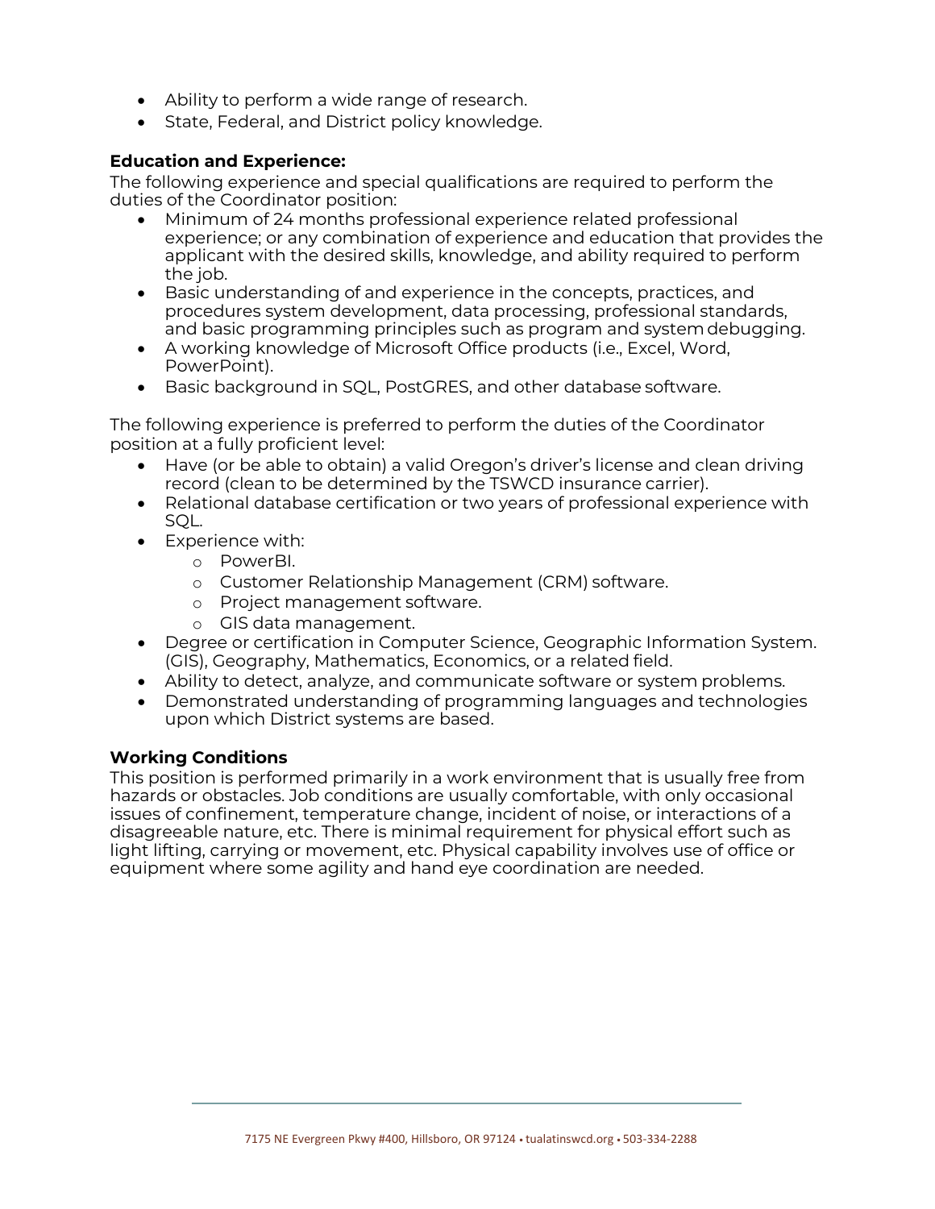- Ability to perform a wide range of research.
- State, Federal, and District policy knowledge.

**Education and Experience:**

The following experience and special qualifications are required to perform the duties of the Coordinator position:

- Minimum of 24 months professional experience related professional experience; or any combination of experience and education that provides the applicant with the desired skills, knowledge, and ability required to perform the job.
- Basic understanding of and experience in the concepts, practices, and procedures system development, data processing, professional standards, and basic programming principles such as program and system debugging.
- A working knowledge of Microsoft Office products (i.e., Excel, Word, PowerPoint).
- Basic background in SQL, PostGRES, and other database software.

The following experience is preferred to perform the duties of the Coordinator position at a fully proficient level:

- Have (or be able to obtain) a valid Oregon's driver's license and clean driving record (clean to be determined by the TSWCD insurance carrier).
- Relational database certification or two years of professional experience with SQL.
- Experience with:
  - PowerBI.
  - Customer Relationship Management (CRM) software.
  - Project management software.
  - GIS data management.
- Degree or certification in Computer Science, Geographic Information System. (GIS), Geography, Mathematics, Economics, or a related field.
- Ability to detect, analyze, and communicate software or system problems.
- Demonstrated understanding of programming languages and technologies upon which District systems are based.

**Working Conditions**

This position is performed primarily in a work environment that is usually free from hazards or obstacles. Job conditions are usually comfortable, with only occasional issues of confinement, temperature change, incident of noise, or interactions of a disagreeable nature, etc. There is minimal requirement for physical effort such as light lifting, carrying or movement, etc. Physical capability involves use of office or equipment where some agility and hand eye coordination are needed.